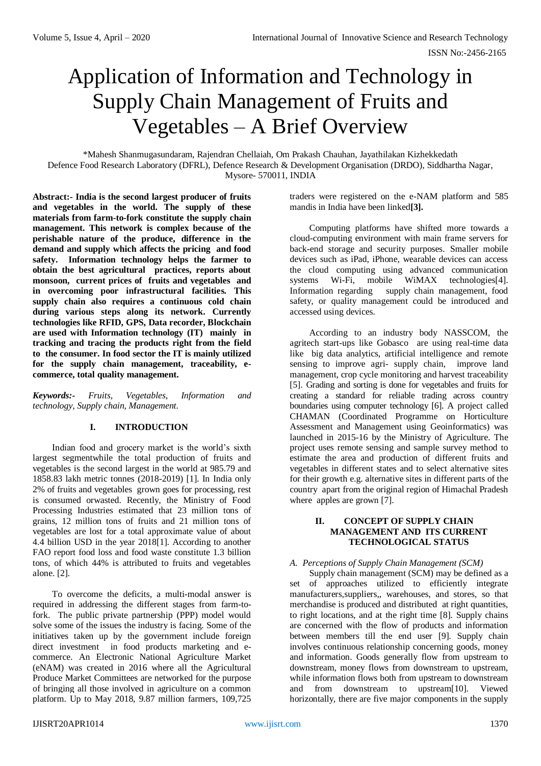# Application of Information and Technology in Supply Chain Management of Fruits and Vegetables – A Brief Overview

\*Mahesh Shanmugasundaram, Rajendran Chellaiah, Om Prakash Chauhan, Jayathilakan Kizhekkedath
Defence Food Research Laboratory (DFRL), Defence Research & Development Organisation (DRDO), Siddhartha Nagar, Mysore- 570011, INDIA

**Abstract:- India is the second largest producer of fruits and vegetables in the world. The supply of these materials from farm-to-fork constitute the supply chain management. This network is complex because of the perishable nature of the produce, difference in the demand and supply which affects the pricing and food safety. Information technology helps the farmer to obtain the best agricultural practices, reports about monsoon, current prices of fruits and vegetables and in overcoming poor infrastructural facilities. This supply chain also requires a continuous cold chain during various steps along its network. Currently technologies like RFID, GPS, Data recorder, Blockchain are used with Information technology (IT) mainly in tracking and tracing the products right from the field to the consumer. In food sector the IT is mainly utilized for the supply chain management, traceability, e-commerce, total quality management.**

***Keywords:-*** *Fruits, Vegetables, Information and technology, Supply chain, Management.*

## I. INTRODUCTION

Indian food and grocery market is the world's sixth largest segmentwhile the total production of fruits and vegetables is the second largest in the world at 985.79 and 1858.83 lakh metric tonnes (2018-2019) [1]. In India only 2% of fruits and vegetables grown goes for processing, rest is consumed orwasted. Recently, the Ministry of Food Processing Industries estimated that 23 million tons of grains, 12 million tons of fruits and 21 million tons of vegetables are lost for a total approximate value of about 4.4 billion USD in the year 2018[1]. According to another FAO report food loss and food waste constitute 1.3 billion tons, of which 44% is attributed to fruits and vegetables alone. [2].

To overcome the deficits, a multi-modal answer is required in addressing the different stages from farm-to-fork. The public private partnership (PPP) model would solve some of the issues the industry is facing. Some of the initiatives taken up by the government include foreign direct investment in food products marketing and e-commerce. An Electronic National Agriculture Market (eNAM) was created in 2016 where all the Agricultural Produce Market Committees are networked for the purpose of bringing all those involved in agriculture on a common platform. Up to May 2018, 9.87 million farmers, 109,725 traders were registered on the e-NAM platform and 585 mandis in India have been linked**[3].**

Computing platforms have shifted more towards a cloud-computing environment with main frame servers for back-end storage and security purposes. Smaller mobile devices such as iPad, iPhone, wearable devices can access the cloud computing using advanced communication systems Wi-Fi, mobile WiMAX technologies[4]. Information regarding supply chain management, food safety, or quality management could be introduced and accessed using devices.

According to an industry body NASSCOM, the agritech start-ups like Gobasco are using real-time data like big data analytics, artificial intelligence and remote sensing to improve agri- supply chain, improve land management, crop cycle monitoring and harvest traceability [5]. Grading and sorting is done for vegetables and fruits for creating a standard for reliable trading across country boundaries using computer technology [6]. A project called CHAMAN (Coordinated Programme on Horticulture Assessment and Management using Geoinformatics) was launched in 2015-16 by the Ministry of Agriculture. The project uses remote sensing and sample survey method to estimate the area and production of different fruits and vegetables in different states and to select alternative sites for their growth e.g. alternative sites in different parts of the country apart from the original region of Himachal Pradesh where apples are grown [7].

## II. CONCEPT OF SUPPLY CHAIN MANAGEMENT AND ITS CURRENT TECHNOLOGICAL STATUS

### *A. Perceptions of Supply Chain Management (SCM)*

Supply chain management (SCM) may be defined as a set of approaches utilized to efficiently integrate manufacturers,suppliers,, warehouses, and stores, so that merchandise is produced and distributed at right quantities, to right locations, and at the right time [8]. Supply chains are concerned with the flow of products and information between members till the end user [9]. Supply chain involves continuous relationship concerning goods, money and information. Goods generally flow from upstream to downstream, money flows from downstream to upstream, while information flows both from upstream to downstream and from downstream to upstream[10]. Viewed horizontally, there are five major components in the supply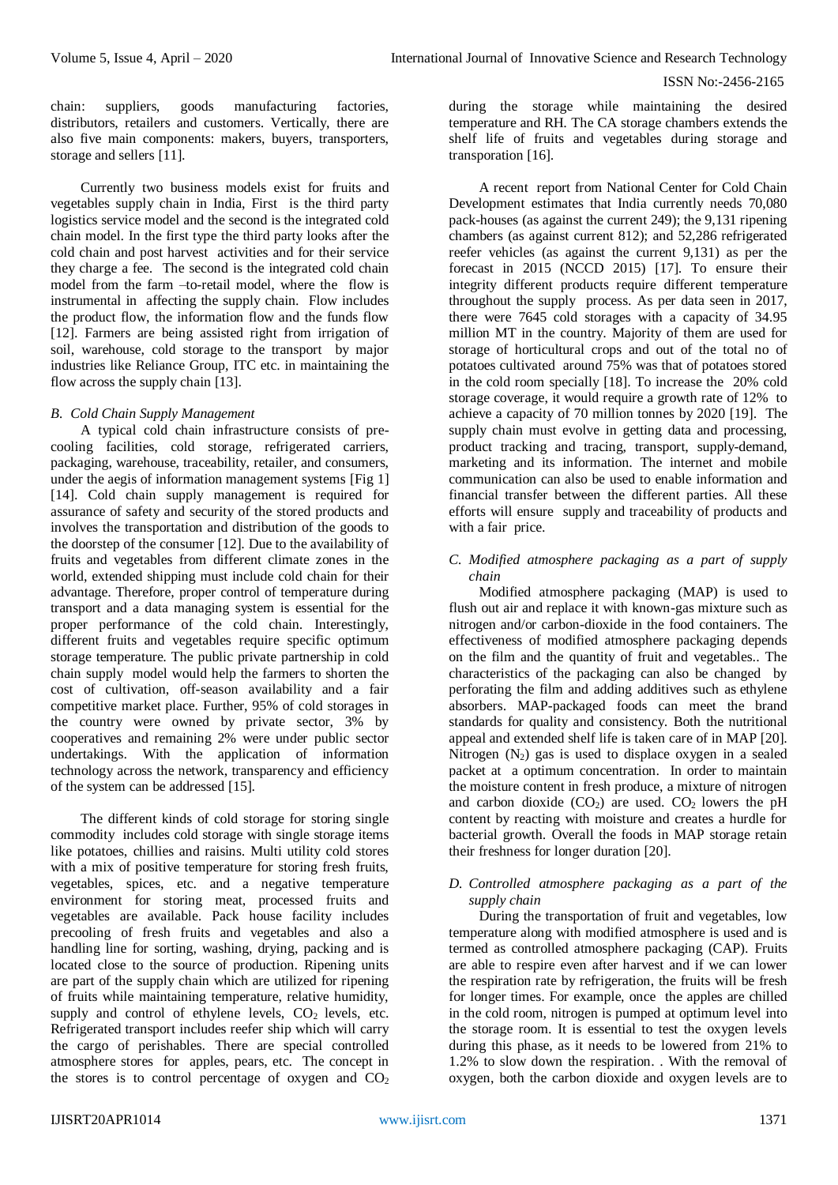chain: suppliers, goods manufacturing factories, distributors, retailers and customers. Vertically, there are also five main components: makers, buyers, transporters, storage and sellers [11].

Currently two business models exist for fruits and vegetables supply chain in India, First is the third party logistics service model and the second is the integrated cold chain model. In the first type the third party looks after the cold chain and post harvest activities and for their service they charge a fee. The second is the integrated cold chain model from the farm –to-retail model, where the flow is instrumental in affecting the supply chain. Flow includes the product flow, the information flow and the funds flow [12]. Farmers are being assisted right from irrigation of soil, warehouse, cold storage to the transport by major industries like Reliance Group, ITC etc. in maintaining the flow across the supply chain [13].

### *B. Cold Chain Supply Management*

A typical cold chain infrastructure consists of pre-cooling facilities, cold storage, refrigerated carriers, packaging, warehouse, traceability, retailer, and consumers, under the aegis of information management systems [Fig 1] [14]. Cold chain supply management is required for assurance of safety and security of the stored products and involves the transportation and distribution of the goods to the doorstep of the consumer [12]. Due to the availability of fruits and vegetables from different climate zones in the world, extended shipping must include cold chain for their advantage. Therefore, proper control of temperature during transport and a data managing system is essential for the proper performance of the cold chain. Interestingly, different fruits and vegetables require specific optimum storage temperature. The public private partnership in cold chain supply model would help the farmers to shorten the cost of cultivation, off-season availability and a fair competitive market place. Further, 95% of cold storages in the country were owned by private sector, 3% by cooperatives and remaining 2% were under public sector undertakings. With the application of information technology across the network, transparency and efficiency of the system can be addressed [15].

The different kinds of cold storage for storing single commodity includes cold storage with single storage items like potatoes, chillies and raisins. Multi utility cold stores with a mix of positive temperature for storing fresh fruits, vegetables, spices, etc. and a negative temperature environment for storing meat, processed fruits and vegetables are available. Pack house facility includes precooling of fresh fruits and vegetables and also a handling line for sorting, washing, drying, packing and is located close to the source of production. Ripening units are part of the supply chain which are utilized for ripening of fruits while maintaining temperature, relative humidity, supply and control of ethylene levels, $CO_2$ levels, etc. Refrigerated transport includes reefer ship which will carry the cargo of perishables. There are special controlled atmosphere stores for apples, pears, etc. The concept in the stores is to control percentage of oxygen and $CO_2$ during the storage while maintaining the desired temperature and RH. The CA storage chambers extends the shelf life of fruits and vegetables during storage and transporation [16].

A recent report from National Center for Cold Chain Development estimates that India currently needs 70,080 pack-houses (as against the current 249); the 9,131 ripening chambers (as against current 812); and 52,286 refrigerated reefer vehicles (as against the current 9,131) as per the forecast in 2015 (NCCD 2015) [17]. To ensure their integrity different products require different temperature throughout the supply process. As per data seen in 2017, there were 7645 cold storages with a capacity of 34.95 million MT in the country. Majority of them are used for storage of horticultural crops and out of the total no of potatoes cultivated around 75% was that of potatoes stored in the cold room specially [18]. To increase the 20% cold storage coverage, it would require a growth rate of 12% to achieve a capacity of 70 million tonnes by 2020 [19]. The supply chain must evolve in getting data and processing, product tracking and tracing, transport, supply-demand, marketing and its information. The internet and mobile communication can also be used to enable information and financial transfer between the different parties. All these efforts will ensure supply and traceability of products and with a fair price.

### *C. Modified atmosphere packaging as a part of supply chain*

Modified atmosphere packaging (MAP) is used to flush out air and replace it with known-gas mixture such as nitrogen and/or carbon-dioxide in the food containers. The effectiveness of modified atmosphere packaging depends on the film and the quantity of fruit and vegetables.. The characteristics of the packaging can also be changed by perforating the film and adding additives such as ethylene absorbers. MAP-packaged foods can meet the brand standards for quality and consistency. Both the nutritional appeal and extended shelf life is taken care of in MAP [20]. Nitrogen ($N_2$) gas is used to displace oxygen in a sealed packet at a optimum concentration. In order to maintain the moisture content in fresh produce, a mixture of nitrogen and carbon dioxide ($CO_2$) are used. $CO_2$ lowers the pH content by reacting with moisture and creates a hurdle for bacterial growth. Overall the foods in MAP storage retain their freshness for longer duration [20].

### *D. Controlled atmosphere packaging as a part of the supply chain*

During the transportation of fruit and vegetables, low temperature along with modified atmosphere is used and is termed as controlled atmosphere packaging (CAP). Fruits are able to respire even after harvest and if we can lower the respiration rate by refrigeration, the fruits will be fresh for longer times. For example, once the apples are chilled in the cold room, nitrogen is pumped at optimum level into the storage room. It is essential to test the oxygen levels during this phase, as it needs to be lowered from 21% to 1.2% to slow down the respiration. . With the removal of oxygen, both the carbon dioxide and oxygen levels are to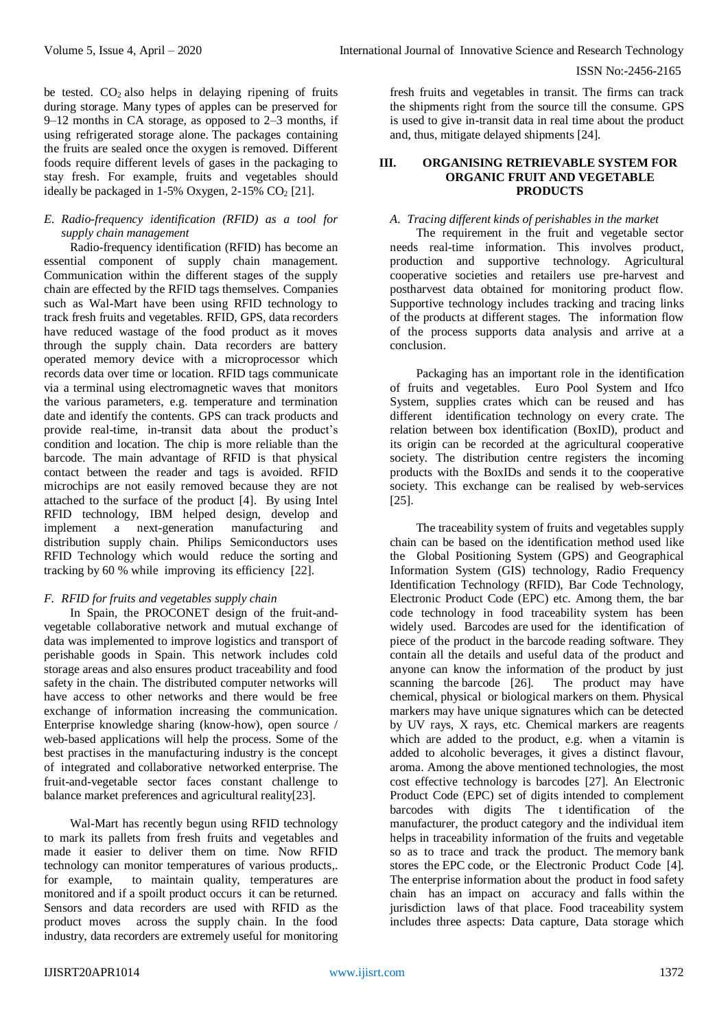be tested. $CO_2$ also helps in delaying ripening of fruits during storage. Many types of apples can be preserved for 9–12 months in CA storage, as opposed to 2–3 months, if using refrigerated storage alone. The packages containing the fruits are sealed once the oxygen is removed. Different foods require different levels of gases in the packaging to stay fresh. For example, fruits and vegetables should ideally be packaged in 1-5% Oxygen, 2-15% $CO_2$ [21].

### *E. Radio-frequency identification (RFID) as a tool for supply chain management*

Radio-frequency identification (RFID) has become an essential component of supply chain management. Communication within the different stages of the supply chain are effected by the RFID tags themselves. Companies such as Wal-Mart have been using RFID technology to track fresh fruits and vegetables. RFID, GPS, data recorders have reduced wastage of the food product as it moves through the supply chain. Data recorders are battery operated memory device with a microprocessor which records data over time or location. RFID tags communicate via a terminal using electromagnetic waves that monitors the various parameters, e.g. temperature and termination date and identify the contents. GPS can track products and provide real-time, in-transit data about the product's condition and location. The chip is more reliable than the barcode. The main advantage of RFID is that physical contact between the reader and tags is avoided. RFID microchips are not easily removed because they are not attached to the surface of the product [4]. By using Intel RFID technology, IBM helped design, develop and implement a next-generation manufacturing and distribution supply chain. Philips Semiconductors uses RFID Technology which would reduce the sorting and tracking by 60 % while improving its efficiency [22].

### *F. RFID for fruits and vegetables supply chain*

In Spain, the PROCONET design of the fruit-and-vegetable collaborative network and mutual exchange of data was implemented to improve logistics and transport of perishable goods in Spain. This network includes cold storage areas and also ensures product traceability and food safety in the chain. The distributed computer networks will have access to other networks and there would be free exchange of information increasing the communication. Enterprise knowledge sharing (know-how), open source / web-based applications will help the process. Some of the best practises in the manufacturing industry is the concept of integrated and collaborative networked enterprise. The fruit-and-vegetable sector faces constant challenge to balance market preferences and agricultural reality[23].

Wal-Mart has recently begun using RFID technology to mark its pallets from fresh fruits and vegetables and made it easier to deliver them on time. Now RFID technology can monitor temperatures of various products,. for example, to maintain quality, temperatures are monitored and if a spoilt product occurs it can be returned. Sensors and data recorders are used with RFID as the product moves across the supply chain. In the food industry, data recorders are extremely useful for monitoring fresh fruits and vegetables in transit. The firms can track the shipments right from the source till the consume. GPS is used to give in-transit data in real time about the product and, thus, mitigate delayed shipments [24].

## III. ORGANISING RETRIEVABLE SYSTEM FOR ORGANIC FRUIT AND VEGETABLE PRODUCTS

### *A. Tracing different kinds of perishables in the market*

The requirement in the fruit and vegetable sector needs real-time information. This involves product, production and supportive technology. Agricultural cooperative societies and retailers use pre-harvest and postharvest data obtained for monitoring product flow. Supportive technology includes tracking and tracing links of the products at different stages. The information flow of the process supports data analysis and arrive at a conclusion.

Packaging has an important role in the identification of fruits and vegetables. Euro Pool System and Ifco System, supplies crates which can be reused and has different identification technology on every crate. The relation between box identification (BoxID), product and its origin can be recorded at the agricultural cooperative society. The distribution centre registers the incoming products with the BoxIDs and sends it to the cooperative society. This exchange can be realised by web-services [25].

The traceability system of fruits and vegetables supply chain can be based on the identification method used like the Global Positioning System (GPS) and Geographical Information System (GIS) technology, Radio Frequency Identification Technology (RFID), Bar Code Technology, Electronic Product Code (EPC) etc. Among them, the bar code technology in food traceability system has been widely used. Barcodes are used for the identification of piece of the product in the barcode reading software. They contain all the details and useful data of the product and anyone can know the information of the product by just scanning the barcode [26]. The product may have chemical, physical or biological markers on them. Physical markers may have unique signatures which can be detected by UV rays, X rays, etc. Chemical markers are reagents which are added to the product, e.g. when a vitamin is added to alcoholic beverages, it gives a distinct flavour, aroma. Among the above mentioned technologies, the most cost effective technology is barcodes [27]. An Electronic Product Code (EPC) set of digits intended to complement barcodes with digits The t identification of the manufacturer, the product category and the individual item helps in traceability information of the fruits and vegetable so as to trace and track the product. The memory bank stores the EPC code, or the Electronic Product Code [4]. The enterprise information about the product in food safety chain has an impact on accuracy and falls within the jurisdiction laws of that place. Food traceability system includes three aspects: Data capture, Data storage which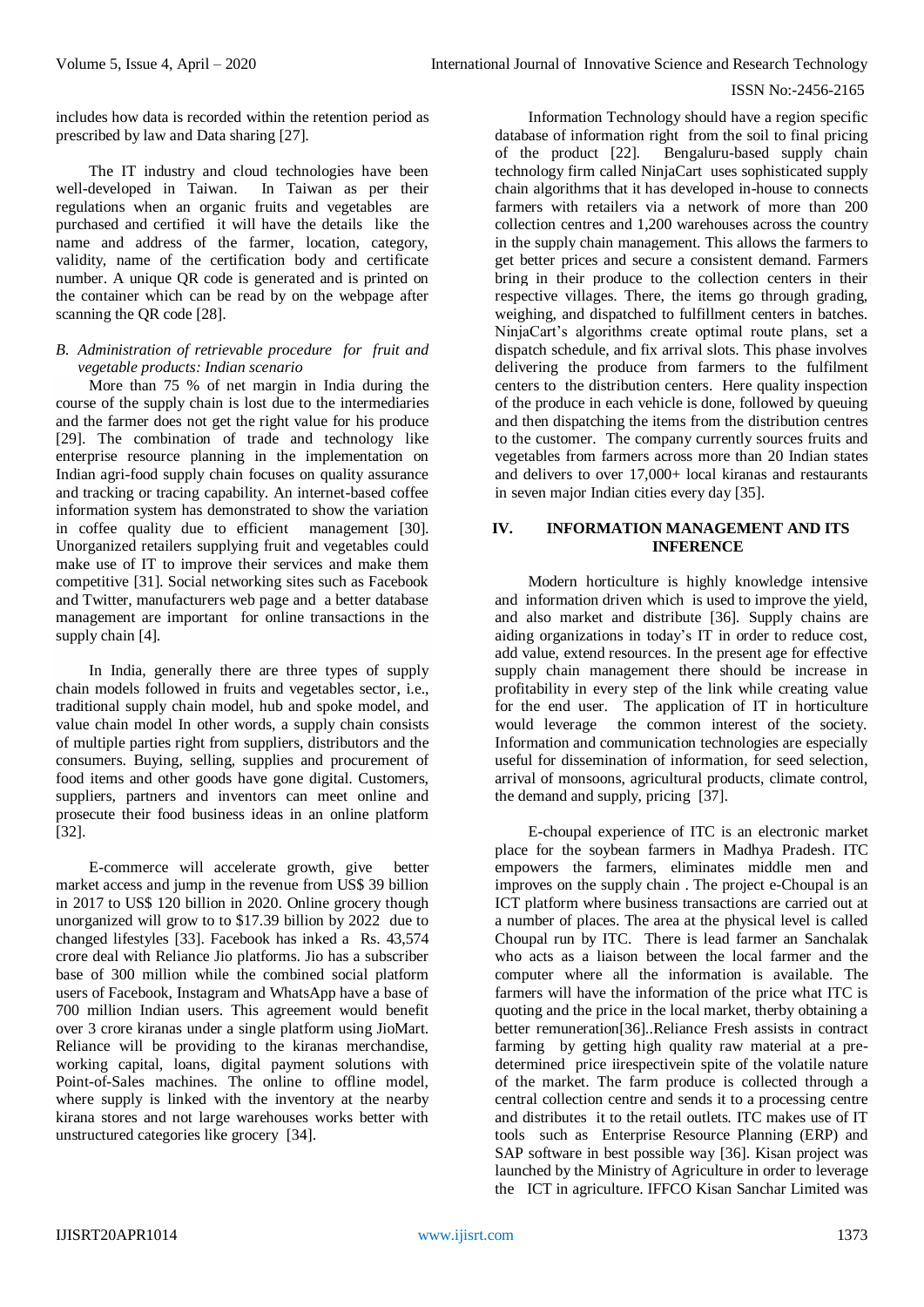includes how data is recorded within the retention period as prescribed by law and Data sharing [27].

The IT industry and cloud technologies have been well-developed in Taiwan. In Taiwan as per their regulations when an organic fruits and vegetables are purchased and certified it will have the details like the name and address of the farmer, location, category, validity, name of the certification body and certificate number. A unique QR code is generated and is printed on the container which can be read by on the webpage after scanning the QR code [28].

### *B. Administration of retrievable procedure for fruit and vegetable products: Indian scenario*

More than 75 % of net margin in India during the course of the supply chain is lost due to the intermediaries and the farmer does not get the right value for his produce [29]. The combination of trade and technology like enterprise resource planning in the implementation on Indian agri-food supply chain focuses on quality assurance and tracking or tracing capability. An internet-based coffee information system has demonstrated to show the variation in coffee quality due to efficient management [30]. Unorganized retailers supplying fruit and vegetables could make use of IT to improve their services and make them competitive [31]. Social networking sites such as Facebook and Twitter, manufacturers web page and a better database management are important for online transactions in the supply chain [4].

In India, generally there are three types of supply chain models followed in fruits and vegetables sector, i.e., traditional supply chain model, hub and spoke model, and value chain model In other words, a supply chain consists of multiple parties right from suppliers, distributors and the consumers. Buying, selling, supplies and procurement of food items and other goods have gone digital. Customers, suppliers, partners and inventors can meet online and prosecute their food business ideas in an online platform [32].

E-commerce will accelerate growth, give better market access and jump in the revenue from US$ 39 billion in 2017 to US$ 120 billion in 2020. Online grocery though unorganized will grow to to $17.39 billion by 2022 due to changed lifestyles [33]. Facebook has inked a Rs. 43,574 crore deal with Reliance Jio platforms. Jio has a subscriber base of 300 million while the combined social platform users of Facebook, Instagram and WhatsApp have a base of 700 million Indian users. This agreement would benefit over 3 crore kiranas under a single platform using JioMart. Reliance will be providing to the kiranas merchandise, working capital, loans, digital payment solutions with Point-of-Sales machines. The online to offline model, where supply is linked with the inventory at the nearby kirana stores and not large warehouses works better with unstructured categories like grocery [34].

Information Technology should have a region specific database of information right from the soil to final pricing of the product [22]. Bengaluru-based supply chain technology firm called NinjaCart uses sophisticated supply chain algorithms that it has developed in-house to connects farmers with retailers via a network of more than 200 collection centres and 1,200 warehouses across the country in the supply chain management. This allows the farmers to get better prices and secure a consistent demand. Farmers bring in their produce to the collection centers in their respective villages. There, the items go through grading, weighing, and dispatched to fulfillment centers in batches. NinjaCart's algorithms create optimal route plans, set a dispatch schedule, and fix arrival slots. This phase involves delivering the produce from farmers to the fulfilment centers to the distribution centers. Here quality inspection of the produce in each vehicle is done, followed by queuing and then dispatching the items from the distribution centres to the customer. The company currently sources fruits and vegetables from farmers across more than 20 Indian states and delivers to over 17,000+ local kiranas and restaurants in seven major Indian cities every day [35].

## IV. INFORMATION MANAGEMENT AND ITS INFERENCE

Modern horticulture is highly knowledge intensive and information driven which is used to improve the yield, and also market and distribute [36]. Supply chains are aiding organizations in today's IT in order to reduce cost, add value, extend resources. In the present age for effective supply chain management there should be increase in profitability in every step of the link while creating value for the end user. The application of IT in horticulture would leverage the common interest of the society. Information and communication technologies are especially useful for dissemination of information, for seed selection, arrival of monsoons, agricultural products, climate control, the demand and supply, pricing [37].

E-choupal experience of ITC is an electronic market place for the soybean farmers in Madhya Pradesh. ITC empowers the farmers, eliminates middle men and improves on the supply chain . The project e-Choupal is an ICT platform where business transactions are carried out at a number of places. The area at the physical level is called Choupal run by ITC. There is lead farmer an Sanchalak who acts as a liaison between the local farmer and the computer where all the information is available. The farmers will have the information of the price what ITC is quoting and the price in the local market, therby obtaining a better remuneration[36]..Reliance Fresh assists in contract farming by getting high quality raw material at a pre-determined price iirespectivein spite of the volatile nature of the market. The farm produce is collected through a central collection centre and sends it to a processing centre and distributes it to the retail outlets. ITC makes use of IT tools such as Enterprise Resource Planning (ERP) and SAP software in best possible way [36]. Kisan project was launched by the Ministry of Agriculture in order to leverage the ICT in agriculture. IFFCO Kisan Sanchar Limited was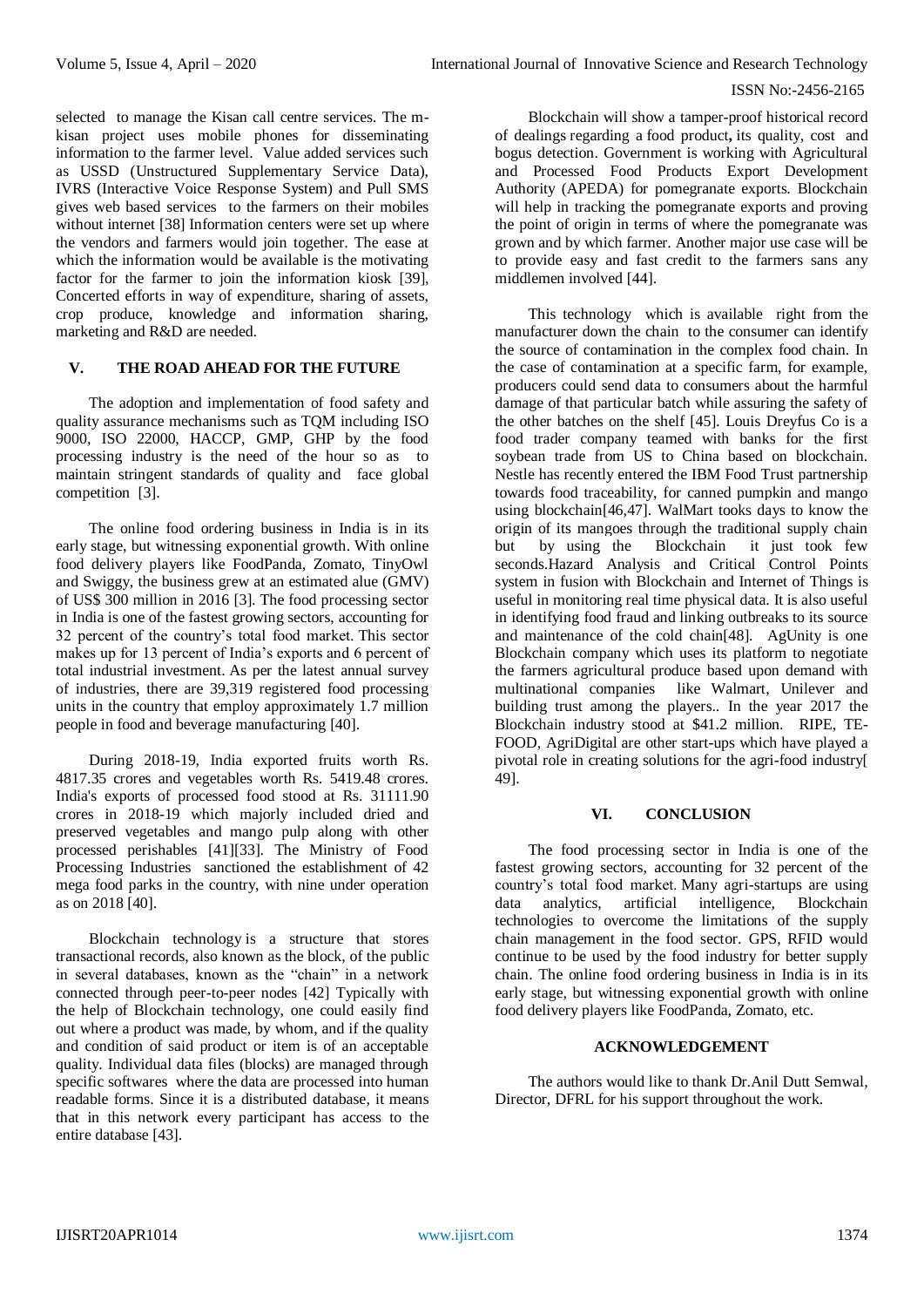selected to manage the Kisan call centre services. The m-kisan project uses mobile phones for disseminating information to the farmer level. Value added services such as USSD (Unstructured Supplementary Service Data), IVRS (Interactive Voice Response System) and Pull SMS gives web based services to the farmers on their mobiles without internet [38] Information centers were set up where the vendors and farmers would join together. The ease at which the information would be available is the motivating factor for the farmer to join the information kiosk [39], Concerted efforts in way of expenditure, sharing of assets, crop produce, knowledge and information sharing, marketing and R&D are needed.

## V. THE ROAD AHEAD FOR THE FUTURE

The adoption and implementation of food safety and quality assurance mechanisms such as TQM including ISO 9000, ISO 22000, HACCP, GMP, GHP by the food processing industry is the need of the hour so as to maintain stringent standards of quality and face global competition [3].

The online food ordering business in India is in its early stage, but witnessing exponential growth. With online food delivery players like FoodPanda, Zomato, TinyOwl and Swiggy, the business grew at an estimated alue (GMV) of US$ 300 million in 2016 [3]. The food processing sector in India is one of the fastest growing sectors, accounting for 32 percent of the country's total food market. This sector makes up for 13 percent of India's exports and 6 percent of total industrial investment. As per the latest annual survey of industries, there are 39,319 registered food processing units in the country that employ approximately 1.7 million people in food and beverage manufacturing [40].

During 2018-19, India exported fruits worth Rs. 4817.35 crores and vegetables worth Rs. 5419.48 crores. India's exports of processed food stood at Rs. 31111.90 crores in 2018-19 which majorly included dried and preserved vegetables and mango pulp along with other processed perishables [41][33]. The Ministry of Food Processing Industries sanctioned the establishment of 42 mega food parks in the country, with nine under operation as on 2018 [40].

Blockchain technology is a structure that stores transactional records, also known as the block, of the public in several databases, known as the "chain" in a network connected through peer-to-peer nodes [42] Typically with the help of Blockchain technology, one could easily find out where a product was made, by whom, and if the quality and condition of said product or item is of an acceptable quality. Individual data files (blocks) are managed through specific softwares where the data are processed into human readable forms. Since it is a distributed database, it means that in this network every participant has access to the entire database [43].

Blockchain will show a tamper-proof historical record of dealings regarding a food product**,** its quality, cost and bogus detection. Government is working with Agricultural and Processed Food Products Export Development Authority (APEDA) for pomegranate exports. Blockchain will help in tracking the pomegranate exports and proving the point of origin in terms of where the pomegranate was grown and by which farmer. Another major use case will be to provide easy and fast credit to the farmers sans any middlemen involved [44].

This technology which is available right from the manufacturer down the chain to the consumer can identify the source of contamination in the complex food chain. In the case of contamination at a specific farm, for example, producers could send data to consumers about the harmful damage of that particular batch while assuring the safety of the other batches on the shelf [45]. Louis Dreyfus Co is a food trader company teamed with banks for the first soybean trade from US to China based on blockchain. Nestle has recently entered the IBM Food Trust partnership towards food traceability, for canned pumpkin and mango using blockchain[46,47]. WalMart tooks days to know the origin of its mangoes through the traditional supply chain but by using the Blockchain it just took few seconds.Hazard Analysis and Critical Control Points system in fusion with Blockchain and Internet of Things is useful in monitoring real time physical data. It is also useful in identifying food fraud and linking outbreaks to its source and maintenance of the cold chain[48]. AgUnity is one Blockchain company which uses its platform to negotiate the farmers agricultural produce based upon demand with multinational companies like Walmart, Unilever and building trust among the players.. In the year 2017 the Blockchain industry stood at $41.2 million. RIPE, TE-FOOD, AgriDigital are other start-ups which have played a pivotal role in creating solutions for the agri-food industry[ 49].

## VI. CONCLUSION

The food processing sector in India is one of the fastest growing sectors, accounting for 32 percent of the country's total food market. Many agri-startups are using data analytics, artificial intelligence, Blockchain technologies to overcome the limitations of the supply chain management in the food sector. GPS, RFID would continue to be used by the food industry for better supply chain. The online food ordering business in India is in its early stage, but witnessing exponential growth with online food delivery players like FoodPanda, Zomato, etc.

## ACKNOWLEDGEMENT

The authors would like to thank Dr.Anil Dutt Semwal, Director, DFRL for his support throughout the work.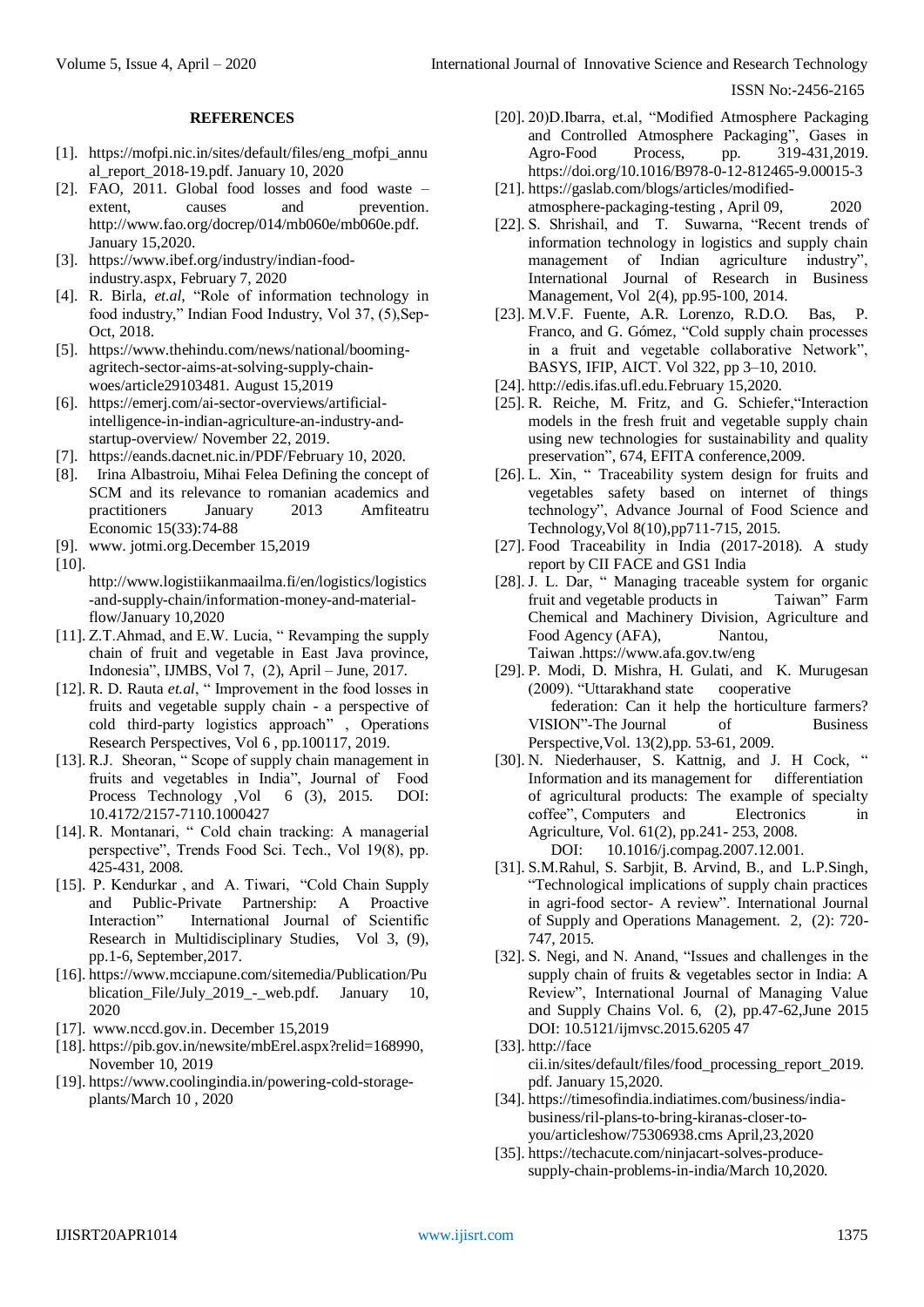## REFERENCES

[1]. https://mofpi.nic.in/sites/default/files/eng_mofpi_annual_report_2018-19.pdf. January 10, 2020

[2]. FAO, 2011. Global food losses and food waste – extent, causes and prevention. http://www.fao.org/docrep/014/mb060e/mb060e.pdf. January 15,2020.

[3]. https://www.ibef.org/industry/indian-food-industry.aspx, February 7, 2020

[4]. R. Birla, *et.al*, "Role of information technology in food industry," Indian Food Industry, Vol 37, (5),Sep-Oct, 2018.

[5]. https://www.thehindu.com/news/national/booming-agritech-sector-aims-at-solving-supply-chain-woes/article29103481. August 15,2019

[6]. https://emerj.com/ai-sector-overviews/artificial-intelligence-in-indian-agriculture-an-industry-and-startup-overview/ November 22, 2019.

[7]. https://eands.dacnet.nic.in/PDF/February 10, 2020.

[8]. Irina Albastroiu, Mihai Felea Defining the concept of SCM and its relevance to romanian academics and practitioners January 2013 Amfiteatru Economic 15(33):74-88

[9]. www. jotmi.org.December 15,2019

[10]. http://www.logistiikanmaailma.fi/en/logistics/logistics-and-supply-chain/information-money-and-material-flow/January 10,2020

[11]. Z.T.Ahmad, and E.W. Lucia, " Revamping the supply chain of fruit and vegetable in East Java province, Indonesia", IJMBS, Vol 7, (2), April – June, 2017.

[12]. R. D. Rauta *et.al*, " Improvement in the food losses in fruits and vegetable supply chain - a perspective of cold third-party logistics approach" , Operations Research Perspectives, Vol 6 , pp.100117, 2019.

[13]. R.J. Sheoran, " Scope of supply chain management in fruits and vegetables in India", Journal of Food Process Technology ,Vol 6 (3), 2015. DOI: 10.4172/2157-7110.1000427

[14]. R. Montanari, " Cold chain tracking: A managerial perspective", Trends Food Sci. Tech., Vol 19(8), pp. 425-431, 2008.

[15]. P. Kendurkar , and A. Tiwari, "Cold Chain Supply and Public-Private Partnership: A Proactive Interaction" International Journal of Scientific Research in Multidisciplinary Studies, Vol 3, (9), pp.1-6, September,2017.

[16]. https://www.mcciapune.com/sitemedia/Publication/Publication_File/July_2019_-_web.pdf. January 10, 2020

[17]. www.nccd.gov.in. December 15,2019

[18]. https://pib.gov.in/newsite/mbErel.aspx?relid=168990, November 10, 2019

[19]. https://www.coolingindia.in/powering-cold-storage-plants/March 10 , 2020

[20]. 20)D.Ibarra, et.al, "Modified Atmosphere Packaging and Controlled Atmosphere Packaging", Gases in Agro-Food Process, pp. 319-431,2019. https://doi.org/10.1016/B978-0-12-812465-9.00015-3

[21]. https://gaslab.com/blogs/articles/modified-atmosphere-packaging-testing , April 09, 2020

[22]. S. Shrishail, and T. Suwarna, "Recent trends of information technology in logistics and supply chain management of Indian agriculture industry", International Journal of Research in Business Management, Vol 2(4), pp.95-100, 2014.

[23]. M.V.F. Fuente, A.R. Lorenzo, R.D.O. Bas, P. Franco, and G. Gómez, "Cold supply chain processes in a fruit and vegetable collaborative Network", BASYS, IFIP, AICT. Vol 322, pp 3–10, 2010.

[24]. http://edis.ifas.ufl.edu.February 15,2020.

[25]. R. Reiche, M. Fritz, and G. Schiefer,"Interaction models in the fresh fruit and vegetable supply chain using new technologies for sustainability and quality preservation", 674, EFITA conference,2009.

[26]. L. Xin, " Traceability system design for fruits and vegetables safety based on internet of things technology", Advance Journal of Food Science and Technology,Vol 8(10),pp711-715, 2015.

[27]. Food Traceability in India (2017-2018). A study report by CII FACE and GS1 India

[28]. J. L. Dar, " Managing traceable system for organic fruit and vegetable products in Taiwan" Farm Chemical and Machinery Division, Agriculture and Food Agency (AFA), Nantou, Taiwan .https://www.afa.gov.tw/eng

[29]. P. Modi, D. Mishra, H. Gulati, and K. Murugesan (2009). "Uttarakhand state cooperative federation: Can it help the horticulture farmers? VISION"-The Journal of Business Perspective,Vol. 13(2),pp. 53-61, 2009.

[30]. N. Niederhauser, S. Kattnig, and J. H Cock, " Information and its management for differentiation of agricultural products: The example of specialty coffee", Computers and Electronics in Agriculture, Vol. 61(2), pp.241- 253, 2008. DOI: 10.1016/j.compag.2007.12.001.

[31]. S.M.Rahul, S. Sarbjit, B. Arvind, B., and L.P.Singh, "Technological implications of supply chain practices in agri-food sector- A review". International Journal of Supply and Operations Management. 2, (2): 720-747, 2015.

[32]. S. Negi, and N. Anand, "Issues and challenges in the supply chain of fruits & vegetables sector in India: A Review", International Journal of Managing Value and Supply Chains Vol. 6, (2), pp.47-62,June 2015 DOI: 10.5121/ijmvsc.2015.6205 47

[33]. http://face cii.in/sites/default/files/food_processing_report_2019.pdf. January 15,2020.

[34]. https://timesofindia.indiatimes.com/business/india-business/ril-plans-to-bring-kiranas-closer-to-you/articleshow/75306938.cms April,23,2020

[35]. https://techacute.com/ninjacart-solves-produce-supply-chain-problems-in-india/March 10,2020.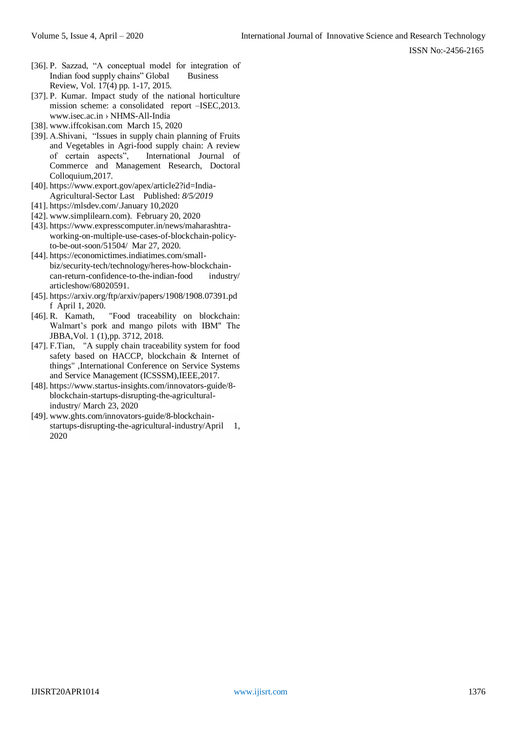[36]. P. Sazzad, "A conceptual model for integration of Indian food supply chains" Global Business Review, Vol. 17(4) pp. 1-17, 2015.

[37]. P. Kumar. Impact study of the national horticulture mission scheme: a consolidated report –ISEC,2013. www.isec.ac.in › NHMS-All-India

[38]. www.iffcokisan.com March 15, 2020

[39]. A.Shivani, "Issues in supply chain planning of Fruits and Vegetables in Agri-food supply chain: A review of certain aspects", International Journal of Commerce and Management Research, Doctoral Colloquium,2017.

[40]. https://www.export.gov/apex/article2?id=India-Agricultural-Sector Last Published: *8/5/2019*

[41]. https://mlsdev.com/.January 10,2020

[42]. www.simplilearn.com). February 20, 2020

[43]. https://www.expresscomputer.in/news/maharashtra-working-on-multiple-use-cases-of-blockchain-policy-to-be-out-soon/51504/ Mar 27, 2020.

[44]. https://economictimes.indiatimes.com/small-biz/security-tech/technology/heres-how-blockchain-can-return-confidence-to-the-indian-food industry/ articleshow/68020591.

[45]. https://arxiv.org/ftp/arxiv/papers/1908/1908.07391.pdf April 1, 2020.

[46]. R. Kamath, "Food traceability on blockchain: Walmart's pork and mango pilots with IBM" The JBBA,Vol. 1 (1),pp. 3712, 2018.

[47]. F.Tian, "A supply chain traceability system for food safety based on HACCP, blockchain & Internet of things" ,International Conference on Service Systems and Service Management (ICSSSM),IEEE,2017.

[48]. https://www.startus-insights.com/innovators-guide/8-blockchain-startups-disrupting-the-agricultural-industry/ March 23, 2020

[49]. www.ghts.com/innovators-guide/8-blockchain-startups-disrupting-the-agricultural-industry/April 1, 2020